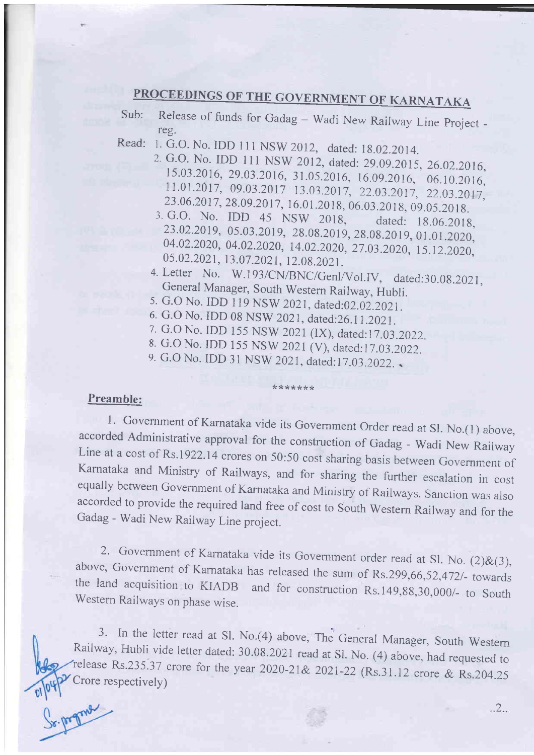# PROCEEDINGS OF THE GOVERNMENT OF KARNATAKA

Sub: Release of funds for Gadag – Wadi New Railway Line Project - reg.

Read:
1. G.O. No. IDD 111 NSW 2012, dated: 18.02.2014.
2. G.O. No. IDD 111 NSW 2012, dated: 29.09.2015, 26.02.2016, 15.03.2016, 29.03.2016, 31.05.2016, 16.09.2016, 06.10.2016, 11.01.2017, 09.03.2017 13.03.2017, 22.03.2017, 22.03.2017, 23.06.2017, 28.09.2017, 16.01.2018, 06.03.2018, 09.05.2018.
3. G.O. No. IDD 45 NSW 2018, dated: 18.06.2018, 23.02.2019, 05.03.2019, 28.08.2019, 28.08.2019, 01.01.2020, 04.02.2020, 04.02.2020, 14.02.2020, 27.03.2020, 15.12.2020, 05.02.2021, 13.07.2021, 12.08.2021.
4. Letter No. W.193/CN/BNC/Genl/Vol.IV, dated:30.08.2021, General Manager, South Western Railway, Hubli.
5. G.O No. IDD 119 NSW 2021, dated:02.02.2021.
6. G.O No. IDD 08 NSW 2021, dated:26.11.2021.
7. G.O No. IDD 155 NSW 2021 (IX), dated:17.03.2022.
8. G.O No. IDD 155 NSW 2021 (V), dated:17.03.2022.
9. G.O No. IDD 31 NSW 2021, dated:17.03.2022.

\*\*\*\*\*\*\*

## Preamble:

1. Government of Karnataka vide its Government Order read at Sl. No.(1) above, accorded Administrative approval for the construction of Gadag - Wadi New Railway Line at a cost of Rs.1922.14 crores on 50:50 cost sharing basis between Government of Karnataka and Ministry of Railways, and for sharing the further escalation in cost equally between Government of Karnataka and Ministry of Railways. Sanction was also accorded to provide the required land free of cost to South Western Railway and for the Gadag - Wadi New Railway Line project.

2. Government of Karnataka vide its Government order read at Sl. No. (2)&(3), above, Government of Karnataka has released the sum of Rs.299,66,52,472/- towards the land acquisition to KIADB and for construction Rs.149,88,30,000/- to South Western Railways on phase wise.

3. In the letter read at Sl. No.(4) above, The General Manager, South Western Railway, Hubli vide letter dated: 30.08.2021 read at Sl. No. (4) above, had requested to release Rs.235.37 crore for the year 2020-21& 2021-22 (Rs.31.12 crore & Rs.204.25 Crore respectively)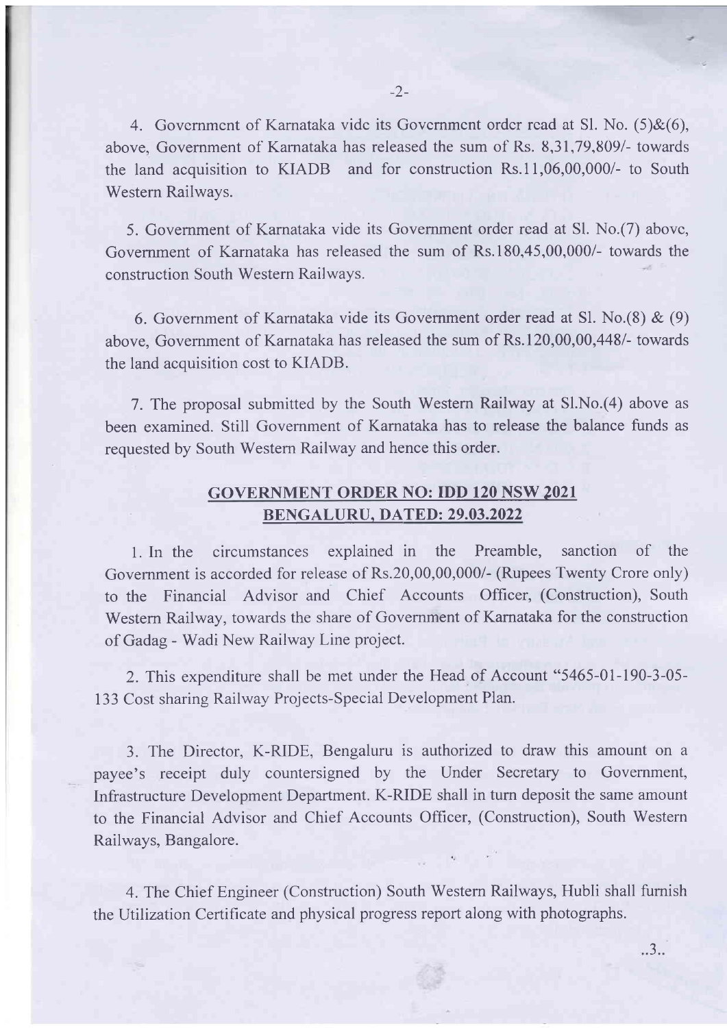4. Government of Karnataka vide its Government order read at Sl. No. (5)&(6), above, Government of Karnataka has released the sum of Rs. 8,31,79,809/- towards the land acquisition to KIADB and for construction Rs.11,06,00,000/- to South Western Railways.

5. Government of Karnataka vide its Government order read at Sl. No.(7) above, Government of Karnataka has released the sum of Rs.180,45,00,000/- towards the construction South Western Railways.

6. Government of Karnataka vide its Government order read at Sl. No.(8) & (9) above, Government of Karnataka has released the sum of Rs.120,00,00,448/- towards the land acquisition cost to KIADB.

7. The proposal submitted by the South Western Railway at Sl.No.(4) above as been examined. Still Government of Karnataka has to release the balance funds as requested by South Western Railway and hence this order.

## GOVERNMENT ORDER NO: IDD 120 NSW 2021
## BENGALURU, DATED: 29.03.2022

1. In the circumstances explained in the Preamble, sanction of the Government is accorded for release of Rs.20,00,00,000/- (Rupees Twenty Crore only) to the Financial Advisor and Chief Accounts Officer, (Construction), South Western Railway, towards the share of Government of Karnataka for the construction of Gadag - Wadi New Railway Line project.

2. This expenditure shall be met under the Head of Account "5465-01-190-3-05-133 Cost sharing Railway Projects-Special Development Plan.

3. The Director, K-RIDE, Bengaluru is authorized to draw this amount on a payee's receipt duly countersigned by the Under Secretary to Government, Infrastructure Development Department. K-RIDE shall in turn deposit the same amount to the Financial Advisor and Chief Accounts Officer, (Construction), South Western Railways, Bangalore.

4. The Chief Engineer (Construction) South Western Railways, Hubli shall furnish the Utilization Certificate and physical progress report along with photographs.

..3..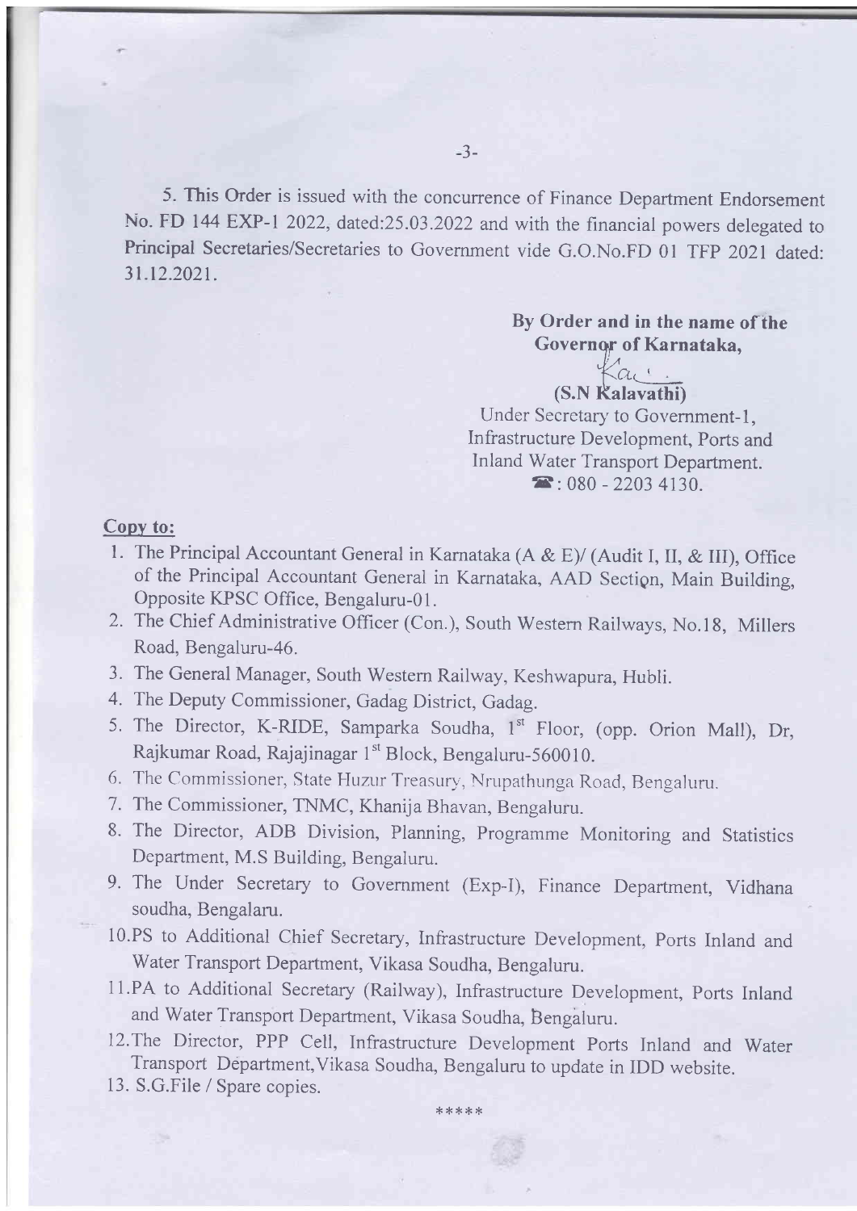5. This Order is issued with the concurrence of Finance Department Endorsement No. FD 144 EXP-1 2022, dated:25.03.2022 and with the financial powers delegated to Principal Secretaries/Secretaries to Government vide G.O.No.FD 01 TFP 2021 dated: 31.12.2021.

**By Order and in the name of the Governor of Karnataka,**

**(S.N Kalavathi)**
Under Secretary to Government-1,
Infrastructure Development, Ports and Inland Water Transport Department.
☎: 080 - 2203 4130.

**Copy to:**

1. The Principal Accountant General in Karnataka (A & E)/ (Audit I, II, & III), Office of the Principal Accountant General in Karnataka, AAD Section, Main Building, Opposite KPSC Office, Bengaluru-01.
2. The Chief Administrative Officer (Con.), South Western Railways, No.18, Millers Road, Bengaluru-46.
3. The General Manager, South Western Railway, Keshwapura, Hubli.
4. The Deputy Commissioner, Gadag District, Gadag.
5. The Director, K-RIDE, Samparka Soudha, 1st Floor, (opp. Orion Mall), Dr, Rajkumar Road, Rajajinagar 1st Block, Bengaluru-560010.
6. The Commissioner, State Huzur Treasury, Nrupathunga Road, Bengaluru.
7. The Commissioner, TNMC, Khanija Bhavan, Bengaluru.
8. The Director, ADB Division, Planning, Programme Monitoring and Statistics Department, M.S Building, Bengaluru.
9. The Under Secretary to Government (Exp-I), Finance Department, Vidhana soudha, Bengalaru.
10. PS to Additional Chief Secretary, Infrastructure Development, Ports Inland and Water Transport Department, Vikasa Soudha, Bengaluru.
11. PA to Additional Secretary (Railway), Infrastructure Development, Ports Inland and Water Transport Department, Vikasa Soudha, Bengaluru.
12. The Director, PPP Cell, Infrastructure Development Ports Inland and Water Transport Department, Vikasa Soudha, Bengaluru to update in IDD website.
13. S.G.File / Spare copies.

\*\*\*\*\*